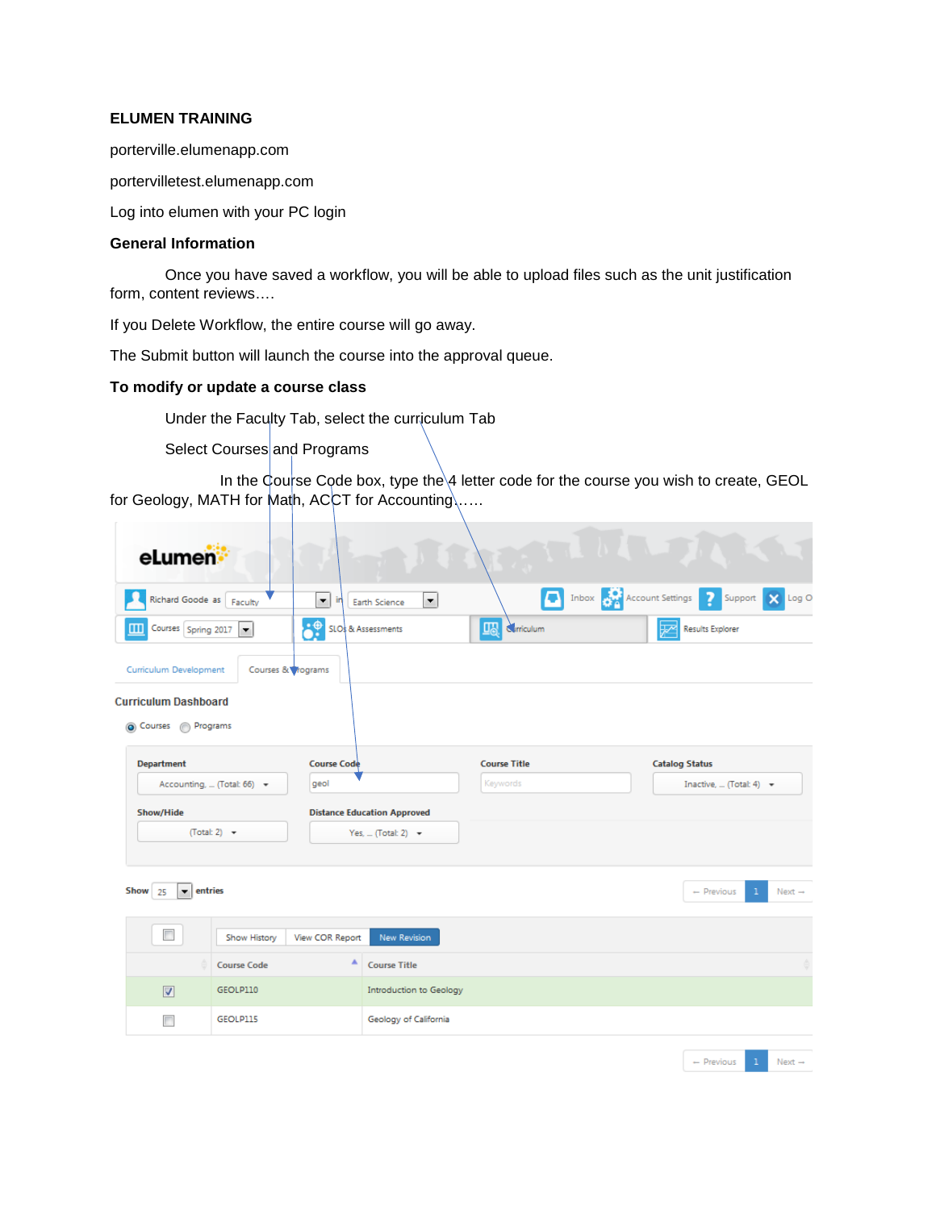**ELUMEN TRAINING**

porterville.elumenapp.com

portervilletest.elumenapp.com

Log into elumen with your PC login

**General Information**

Once you have saved a workflow, you will be able to upload files such as the unit justification form, content reviews….

If you Delete Workflow, the entire course will go away.

The Submit button will launch the course into the approval queue.

**To modify or update a course class**

Under the Faculty Tab, select the curriculum Tab

Select Courses and Programs

In the Course Code box, type the 4 letter code for the course you wish to create, GEOL for Geology, MATH for Math, ACCT for Accounting……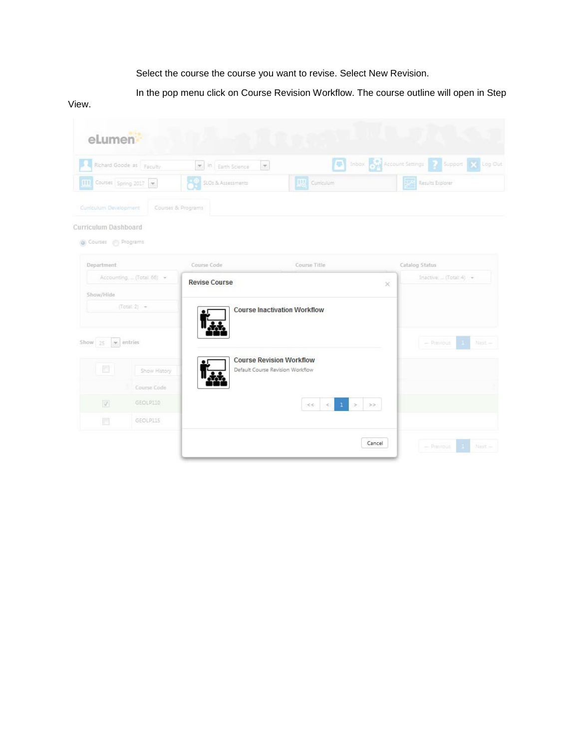Select the course the course you want to revise. Select New Revision.

In the pop menu click on Course Revision Workflow. The course outline will open in Step View.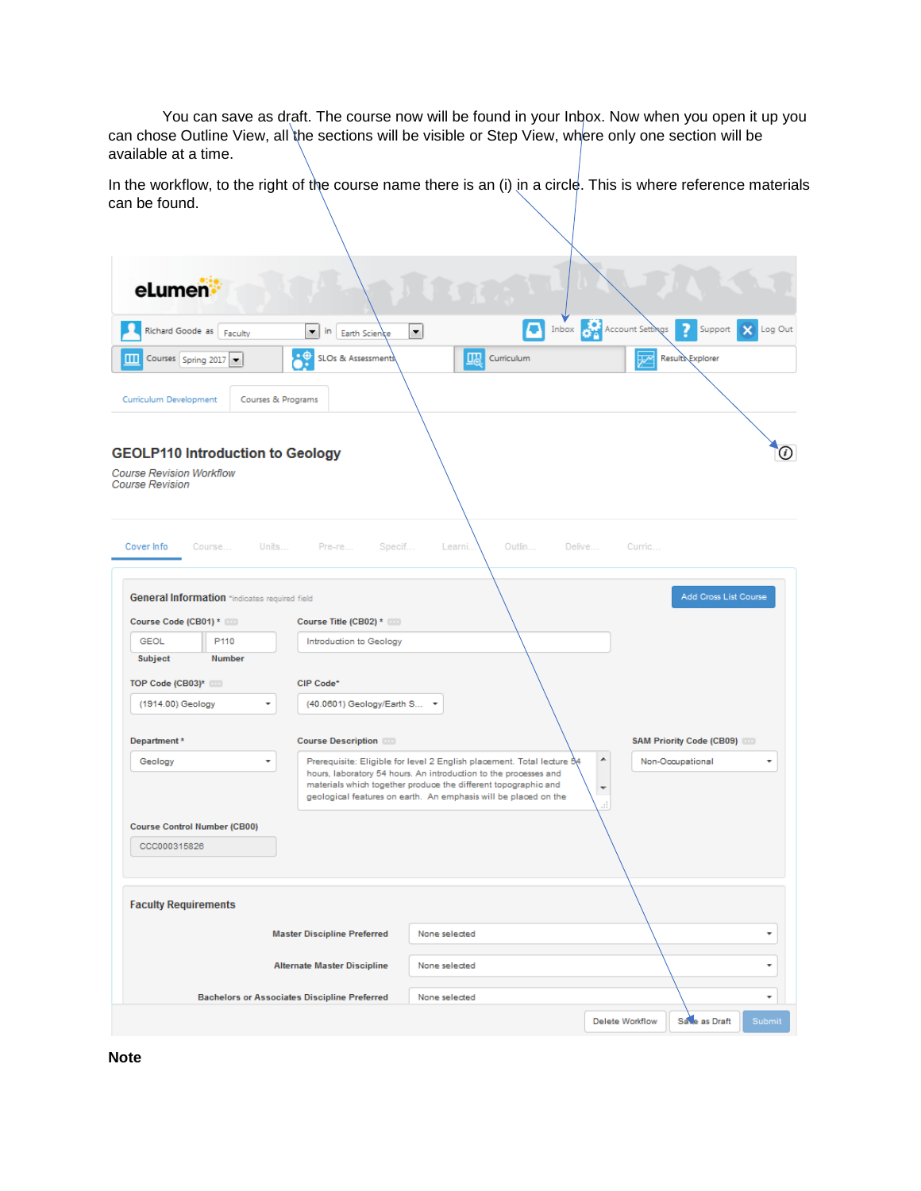You can save as draft. The course now will be found in your Inbox. Now when you open it up you can chose Outline View, all the sections will be visible or Step View, where only one section will be available at a time.

In the workflow, to the right of the course name there is an (i) in a circle. This is where reference materials can be found.

**Note**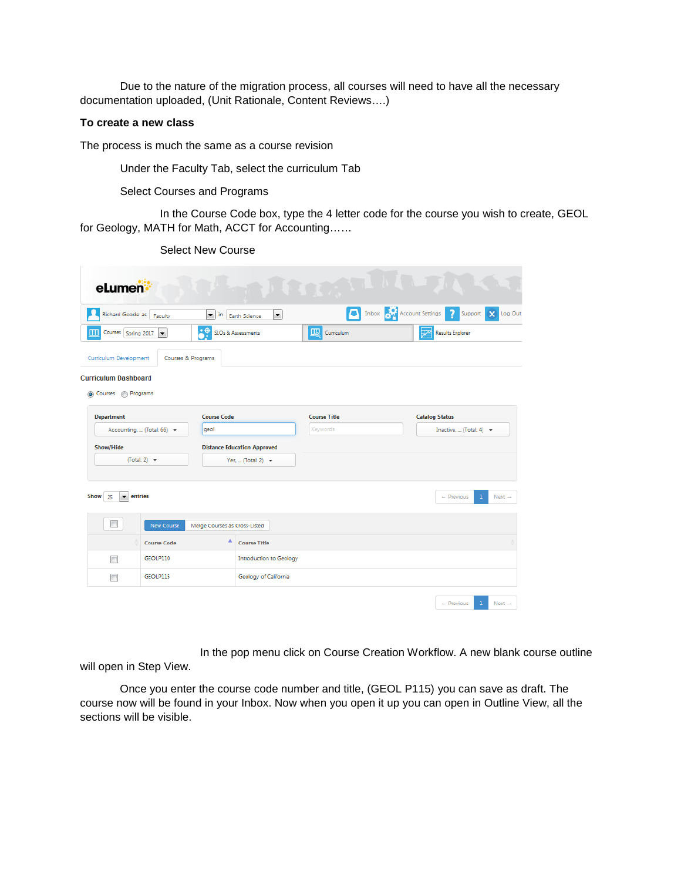Due to the nature of the migration process, all courses will need to have all the necessary documentation uploaded, (Unit Rationale, Content Reviews….)

**To create a new class**

The process is much the same as a course revision

Under the Faculty Tab, select the curriculum Tab

Select Courses and Programs

In the Course Code box, type the 4 letter code for the course you wish to create, GEOL for Geology, MATH for Math, ACCT for Accounting……

Select New Course

In the pop menu click on Course Creation Workflow. A new blank course outline will open in Step View.

Once you enter the course code number and title, (GEOL P115) you can save as draft. The course now will be found in your Inbox. Now when you open it up you can open in Outline View, all the sections will be visible.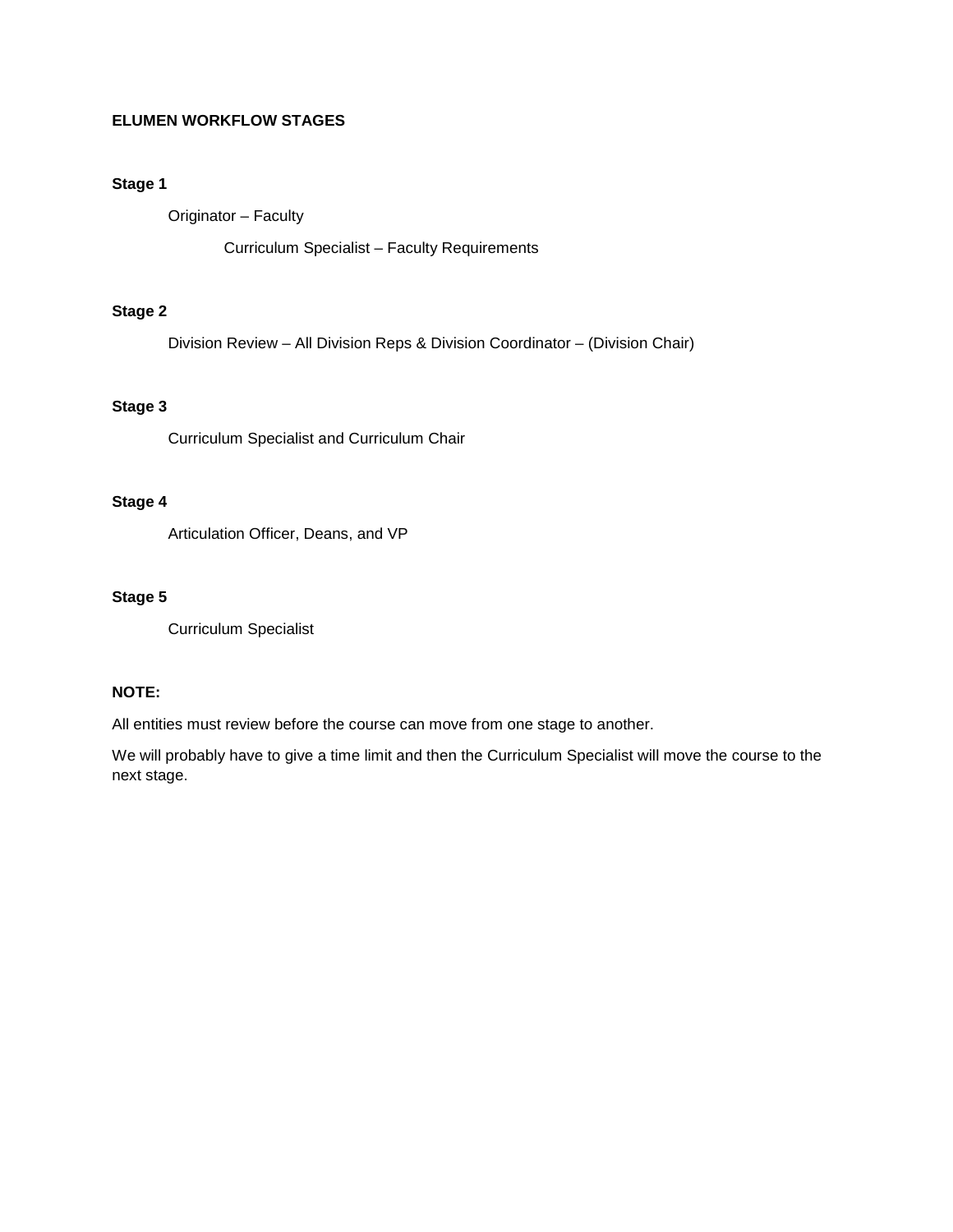## ELUMEN WORKFLOW STAGES

### Stage 1

Originator – Faculty

Curriculum Specialist – Faculty Requirements

### Stage 2

Division Review – All Division Reps & Division Coordinator – (Division Chair)

### Stage 3

Curriculum Specialist and Curriculum Chair

### Stage 4

Articulation Officer, Deans, and VP

### Stage 5

Curriculum Specialist

**NOTE:**

All entities must review before the course can move from one stage to another.

We will probably have to give a time limit and then the Curriculum Specialist will move the course to the next stage.